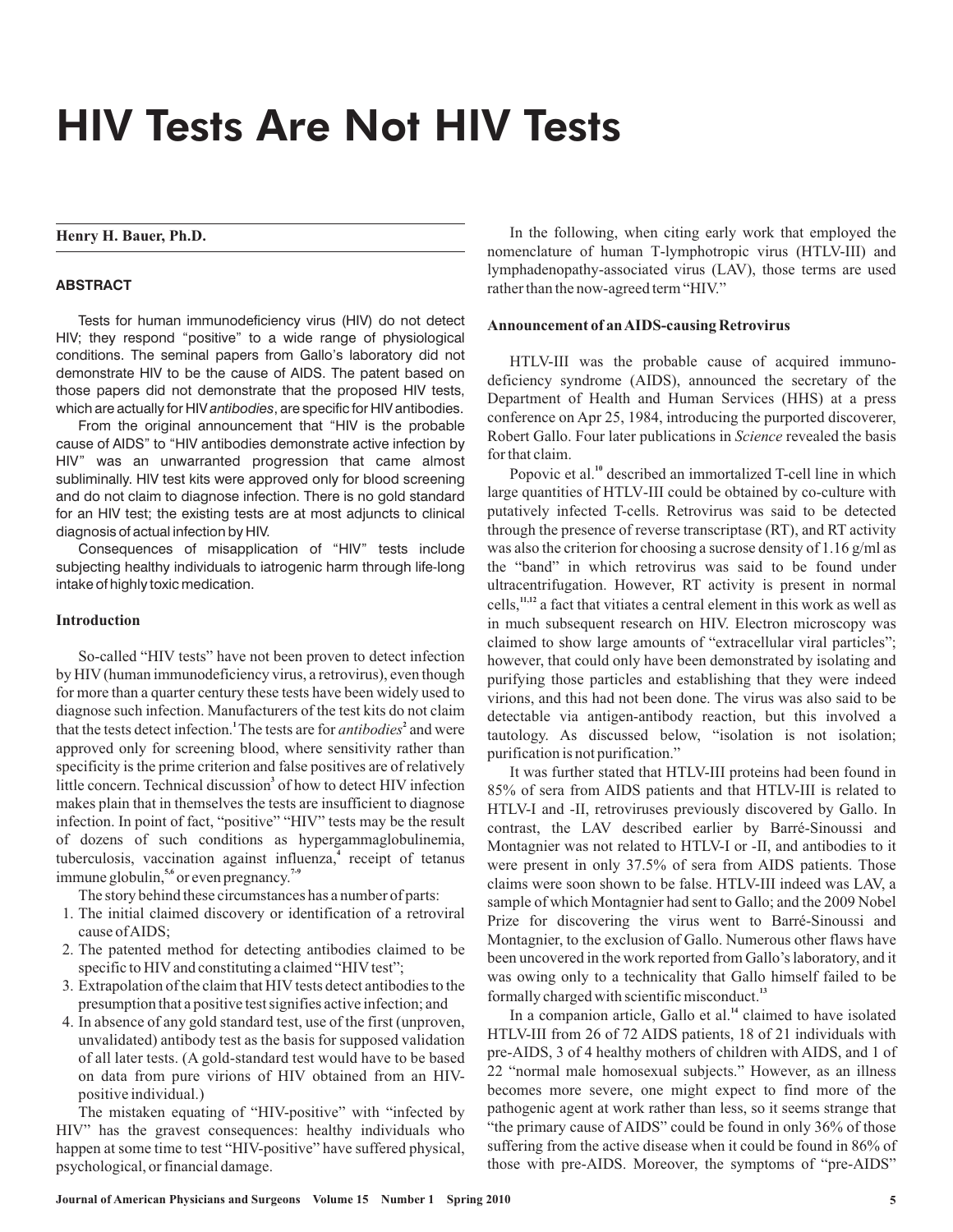# HIV Tests Are Not HIV Tests

**Henry H. Bauer, Ph.D.**

### ABSTRACT

Tests for human immunodeficiency virus (HIV) do not detect HIV; they respond "positive" to a wide range of physiological conditions. The seminal papers from Gallo's laboratory did not demonstrate HIV to be the cause of AIDS. The patent based on those papers did not demonstrate that the proposed HIV tests, which are actually for HIV *antibodies*, are specific for HIV antibodies.

From the original announcement that "HIV is the probable cause of AIDS" to "HIV antibodies demonstrate active infection by HIV" was an unwarranted progression that came almost subliminally. HIV test kits were approved only for blood screening and do not claim to diagnose infection. There is no gold standard for an HIV test; the existing tests are at most adjuncts to clinical diagnosis of actual infection by HIV.

Consequences of misapplication of "HIV" tests include subjecting healthy individuals to iatrogenic harm through life-long intake of highly toxic medication.

### Introduction

So-called "HIV tests" have not been proven to detect infection by HIV (human immunodeficiency virus, a retrovirus), even though for more than a quarter century these tests have been widely used to diagnose such infection. Manufacturers of the test kits do not claim that the tests detect infection.[1] The tests are for *antibodies*[2] and were approved only for screening blood, where sensitivity rather than specificity is the prime criterion and false positives are of relatively little concern. Technical discussion[3] of how to detect HIV infection makes plain that in themselves the tests are insufficient to diagnose infection. In point of fact, "positive" "HIV" tests may be the result of dozens of such conditions as hypergammaglobulinemia, tuberculosis, vaccination against influenza,[4] receipt of tetanus immune globulin,[5,6] or even pregnancy.[7-9]

The story behind these circumstances has a number of parts:

1. The initial claimed discovery or identification of a retroviral cause of AIDS;
2. The patented method for detecting antibodies claimed to be specific to HIV and constituting a claimed "HIV test";
3. Extrapolation of the claim that HIV tests detect antibodies to the presumption that a positive test signifies active infection; and
4. In absence of any gold standard test, use of the first (unproven, unvalidated) antibody test as the basis for supposed validation of all later tests. (A gold-standard test would have to be based on data from pure virions of HIV obtained from an HIV-positive individual.)

The mistaken equating of "HIV-positive" with "infected by HIV" has the gravest consequences: healthy individuals who happen at some time to test "HIV-positive" have suffered physical, psychological, or financial damage.

In the following, when citing early work that employed the nomenclature of human T-lymphotropic virus (HTLV-III) and lymphadenopathy-associated virus (LAV), those terms are used rather than the now-agreed term "HIV."

### Announcement of an AIDS-causing Retrovirus

HTLV-III was the probable cause of acquired immunodeficiency syndrome (AIDS), announced the secretary of the Department of Health and Human Services (HHS) at a press conference on Apr 25, 1984, introducing the purported discoverer, Robert Gallo. Four later publications in *Science* revealed the basis for that claim.

Popovic et al.[10] described an immortalized T-cell line in which large quantities of HTLV-III could be obtained by co-culture with putatively infected T-cells. Retrovirus was said to be detected through the presence of reverse transcriptase (RT), and RT activity was also the criterion for choosing a sucrose density of 1.16 g/ml as the "band" in which retrovirus was said to be found under ultracentrifugation. However, RT activity is present in normal cells,[11,12] a fact that vitiates a central element in this work as well as in much subsequent research on HIV. Electron microscopy was claimed to show large amounts of "extracellular viral particles"; however, that could only have been demonstrated by isolating and purifying those particles and establishing that they were indeed virions, and this had not been done. The virus was also said to be detectable via antigen-antibody reaction, but this involved a tautology. As discussed below, "isolation is not isolation; purification is not purification."

It was further stated that HTLV-III proteins had been found in 85% of sera from AIDS patients and that HTLV-III is related to HTLV-I and -II, retroviruses previously discovered by Gallo. In contrast, the LAV described earlier by Barré-Sinoussi and Montagnier was not related to HTLV-I or -II, and antibodies to it were present in only 37.5% of sera from AIDS patients. Those claims were soon shown to be false. HTLV-III indeed was LAV, a sample of which Montagnier had sent to Gallo; and the 2009 Nobel Prize for discovering the virus went to Barré-Sinoussi and Montagnier, to the exclusion of Gallo. Numerous other flaws have been uncovered in the work reported from Gallo's laboratory, and it was owing only to a technicality that Gallo himself failed to be formally charged with scientific misconduct.[13]

In a companion article, Gallo et al.[14] claimed to have isolated HTLV-III from 26 of 72 AIDS patients, 18 of 21 individuals with pre-AIDS, 3 of 4 healthy mothers of children with AIDS, and 1 of 22 "normal male homosexual subjects." However, as an illness becomes more severe, one might expect to find more of the pathogenic agent at work rather than less, so it seems strange that "the primary cause of AIDS" could be found in only 36% of those suffering from the active disease when it could be found in 86% of those with pre-AIDS. Moreover, the symptoms of "pre-AIDS"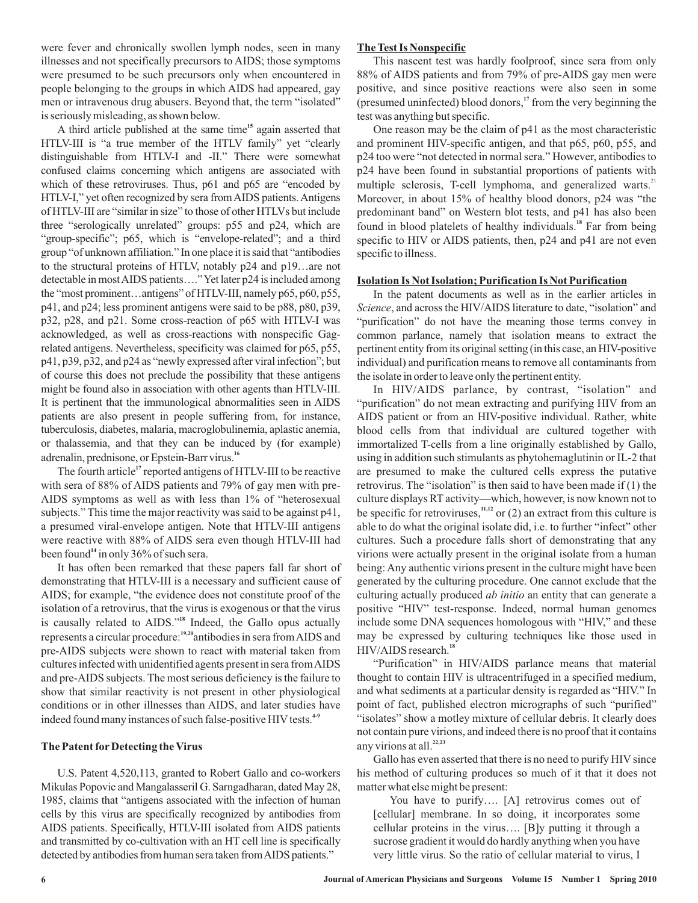were fever and chronically swollen lymph nodes, seen in many illnesses and not specifically precursors to AIDS; those symptoms were presumed to be such precursors only when encountered in people belonging to the groups in which AIDS had appeared, gay men or intravenous drug abusers. Beyond that, the term "isolated" is seriously misleading, as shown below.

A third article published at the same time[15] again asserted that HTLV-III is "a true member of the HTLV family" yet "clearly distinguishable from HTLV-I and -II." There were somewhat confused claims concerning which antigens are associated with which of these retroviruses. Thus, p61 and p65 are "encoded by HTLV-I," yet often recognized by sera from AIDS patients. Antigens of HTLV-III are "similar in size" to those of other HTLVs but include three "serologically unrelated" groups: p55 and p24, which are "group-specific"; p65, which is "envelope-related"; and a third group "of unknown affiliation." In one place it is said that "antibodies to the structural proteins of HTLV, notably p24 and p19…are not detectable in most AIDS patients…." Yet later p24 is included among the "most prominent…antigens" of HTLV-III, namely p65, p60, p55, p41, and p24; less prominent antigens were said to be p88, p80, p39, p32, p28, and p21. Some cross-reaction of p65 with HTLV-I was acknowledged, as well as cross-reactions with nonspecific Gag-related antigens. Nevertheless, specificity was claimed for p65, p55, p41, p39, p32, and p24 as "newly expressed after viral infection"; but of course this does not preclude the possibility that these antigens might be found also in association with other agents than HTLV-III. It is pertinent that the immunological abnormalities seen in AIDS patients are also present in people suffering from, for instance, tuberculosis, diabetes, malaria, macroglobulinemia, aplastic anemia, or thalassemia, and that they can be induced by (for example) adrenalin, prednisone, or Epstein-Barr virus.[16]

The fourth article[17] reported antigens of HTLV-III to be reactive with sera of 88% of AIDS patients and 79% of gay men with pre-AIDS symptoms as well as with less than 1% of "heterosexual subjects." This time the major reactivity was said to be against p41, a presumed viral-envelope antigen. Note that HTLV-III antigens were reactive with 88% of AIDS sera even though HTLV-III had been found[14] in only 36% of such sera.

It has often been remarked that these papers fall far short of demonstrating that HTLV-III is a necessary and sufficient cause of AIDS; for example, "the evidence does not constitute proof of the isolation of a retrovirus, that the virus is exogenous or that the virus is causally related to AIDS."[18] Indeed, the Gallo opus actually represents a circular procedure:[19,20] antibodies in sera from AIDS and pre-AIDS subjects were shown to react with material taken from cultures infected with unidentified agents present in sera from AIDS and pre-AIDS subjects. The most serious deficiency is the failure to show that similar reactivity is not present in other physiological conditions or in other illnesses than AIDS, and later studies have indeed found many instances of such false-positive HIV tests.[4-9]

### The Patent for Detecting the Virus

U.S. Patent 4,520,113, granted to Robert Gallo and co-workers Mikulas Popovic and Mangalasseril G. Sarngadharan, dated May 28, 1985, claims that "antigens associated with the infection of human cells by this virus are specifically recognized by antibodies from AIDS patients. Specifically, HTLV-III isolated from AIDS patients and transmitted by co-cultivation with an HT cell line is specifically detected by antibodies from human sera taken from AIDS patients."

### The Test Is Nonspecific

This nascent test was hardly foolproof, since sera from only 88% of AIDS patients and from 79% of pre-AIDS gay men were positive, and since positive reactions were also seen in some (presumed uninfected) blood donors,[17] from the very beginning the test was anything but specific.

One reason may be the claim of p41 as the most characteristic and prominent HIV-specific antigen, and that p65, p60, p55, and p24 too were "not detected in normal sera." However, antibodies to p24 have been found in substantial proportions of patients with multiple sclerosis, T-cell lymphoma, and generalized warts.[21] Moreover, in about 15% of healthy blood donors, p24 was "the predominant band" on Western blot tests, and p41 has also been found in blood platelets of healthy individuals.[18] Far from being specific to HIV or AIDS patients, then, p24 and p41 are not even specific to illness.

### Isolation Is Not Isolation; Purification Is Not Purification

In the patent documents as well as in the earlier articles in *Science*, and across the HIV/AIDS literature to date, "isolation" and "purification" do not have the meaning those terms convey in common parlance, namely that isolation means to extract the pertinent entity from its original setting (in this case, an HIV-positive individual) and purification means to remove all contaminants from the isolate in order to leave only the pertinent entity.

In HIV/AIDS parlance, by contrast, "isolation" and "purification" do not mean extracting and purifying HIV from an AIDS patient or from an HIV-positive individual. Rather, white blood cells from that individual are cultured together with immortalized T-cells from a line originally established by Gallo, using in addition such stimulants as phytohemagglutinin or IL-2 that are presumed to make the cultured cells express the putative retrovirus. The "isolation" is then said to have been made if (1) the culture displays RT activity—which, however, is now known not to be specific for retroviruses,[11,12] or (2) an extract from this culture is able to do what the original isolate did, i.e. to further "infect" other cultures. Such a procedure falls short of demonstrating that any virions were actually present in the original isolate from a human being: Any authentic virions present in the culture might have been generated by the culturing procedure. One cannot exclude that the culturing actually produced *ab initio* an entity that can generate a positive "HIV" test-response. Indeed, normal human genomes include some DNA sequences homologous with "HIV," and these may be expressed by culturing techniques like those used in HIV/AIDS research.[18]

"Purification" in HIV/AIDS parlance means that material thought to contain HIV is ultracentrifuged in a specified medium, and what sediments at a particular density is regarded as "HIV." In point of fact, published electron micrographs of such "purified" "isolates" show a motley mixture of cellular debris. It clearly does not contain pure virions, and indeed there is no proof that it contains any virions at all.[22,23]

Gallo has even asserted that there is no need to purify HIV since his method of culturing produces so much of it that it does not matter what else might be present:

> You have to purify…. [A] retrovirus comes out of [cellular] membrane. In so doing, it incorporates some cellular proteins in the virus…. [B]y putting it through a sucrose gradient it would do hardly anything when you have very little virus. So the ratio of cellular material to virus, I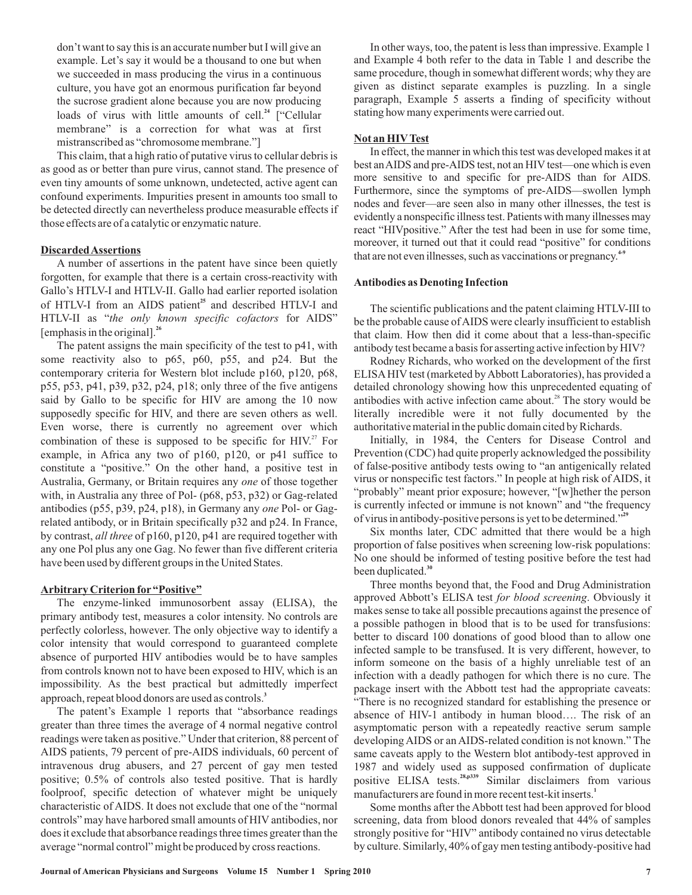don't want to say this is an accurate number but I will give an example. Let's say it would be a thousand to one but when we succeeded in mass producing the virus in a continuous culture, you have got an enormous purification far beyond the sucrose gradient alone because you are now producing loads of virus with little amounts of cell.[24] ["Cellular membrane" is a correction for what was at first mistranscribed as "chromosome membrane."]

This claim, that a high ratio of putative virus to cellular debris is as good as or better than pure virus, cannot stand. The presence of even tiny amounts of some unknown, undetected, active agent can confound experiments. Impurities present in amounts too small to be detected directly can nevertheless produce measurable effects if those effects are of a catalytic or enzymatic nature.

**Discarded Assertions**

A number of assertions in the patent have since been quietly forgotten, for example that there is a certain cross-reactivity with Gallo's HTLV-I and HTLV-II. Gallo had earlier reported isolation of HTLV-I from an AIDS patient[25] and described HTLV-I and HTLV-II as "*the only known specific cofactors* for AIDS" [emphasis in the original].[26]

The patent assigns the main specificity of the test to p41, with some reactivity also to p65, p60, p55, and p24. But the contemporary criteria for Western blot include p160, p120, p68, p55, p53, p41, p39, p32, p24, p18; only three of the five antigens said by Gallo to be specific for HIV are among the 10 now supposedly specific for HIV, and there are seven others as well. Even worse, there is currently no agreement over which combination of these is supposed to be specific for HIV.[27] For example, in Africa any two of p160, p120, or p41 suffice to constitute a "positive." On the other hand, a positive test in Australia, Germany, or Britain requires any *one* of those together with, in Australia any three of Pol- (p68, p53, p32) or Gag-related antibodies (p55, p39, p24, p18), in Germany any *one* Pol- or Gag-related antibody, or in Britain specifically p32 and p24. In France, by contrast, *all three* of p160, p120, p41 are required together with any one Pol plus any one Gag. No fewer than five different criteria have been used by different groups in the United States.

**Arbitrary Criterion for "Positive"**

The enzyme-linked immunosorbent assay (ELISA), the primary antibody test, measures a color intensity. No controls are perfectly colorless, however. The only objective way to identify a color intensity that would correspond to guaranteed complete absence of purported HIV antibodies would be to have samples from controls known not to have been exposed to HIV, which is an impossibility. As the best practical but admittedly imperfect approach, repeat blood donors are used as controls.[3]

The patent's Example 1 reports that "absorbance readings greater than three times the average of 4 normal negative control readings were taken as positive." Under that criterion, 88 percent of AIDS patients, 79 percent of pre-AIDS individuals, 60 percent of intravenous drug abusers, and 27 percent of gay men tested positive; 0.5% of controls also tested positive. That is hardly foolproof, specific detection of whatever might be uniquely characteristic of AIDS. It does not exclude that one of the "normal controls" may have harbored small amounts of HIV antibodies, nor does it exclude that absorbance readings three times greater than the average "normal control" might be produced by cross reactions.

In other ways, too, the patent is less than impressive. Example 1 and Example 4 both refer to the data in Table 1 and describe the same procedure, though in somewhat different words; why they are given as distinct separate examples is puzzling. In a single paragraph, Example 5 asserts a finding of specificity without stating how many experiments were carried out.

**Not an HIV Test**

In effect, the manner in which this test was developed makes it at best an AIDS and pre-AIDS test, not an HIV test—one which is even more sensitive to and specific for pre-AIDS than for AIDS. Furthermore, since the symptoms of pre-AIDS—swollen lymph nodes and fever—are seen also in many other illnesses, the test is evidently a nonspecific illness test. Patients with many illnesses may react "HIVpositive." After the test had been in use for some time, moreover, it turned out that it could read "positive" for conditions that are not even illnesses, such as vaccinations or pregnancy.[4-9]

**Antibodies as Denoting Infection**

The scientific publications and the patent claiming HTLV-III to be the probable cause of AIDS were clearly insufficient to establish that claim. How then did it come about that a less-than-specific antibody test became a basis for asserting active infection by HIV?

Rodney Richards, who worked on the development of the first ELISA HIV test (marketed by Abbott Laboratories), has provided a detailed chronology showing how this unprecedented equating of antibodies with active infection came about.[28] The story would be literally incredible were it not fully documented by the authoritative material in the public domain cited by Richards.

Initially, in 1984, the Centers for Disease Control and Prevention (CDC) had quite properly acknowledged the possibility of false-positive antibody tests owing to "an antigenically related virus or nonspecific test factors." In people at high risk of AIDS, it "probably" meant prior exposure; however, "[w]hether the person is currently infected or immune is not known" and "the frequency of virus in antibody-positive persons is yet to be determined."[29]

Six months later, CDC admitted that there would be a high proportion of false positives when screening low-risk populations: No one should be informed of testing positive before the test had been duplicated.[30]

Three months beyond that, the Food and Drug Administration approved Abbott's ELISA test *for blood screening*. Obviously it makes sense to take all possible precautions against the presence of a possible pathogen in blood that is to be used for transfusions: better to discard 100 donations of good blood than to allow one infected sample to be transfused. It is very different, however, to inform someone on the basis of a highly unreliable test of an infection with a deadly pathogen for which there is no cure. The package insert with the Abbott test had the appropriate caveats: "There is no recognized standard for establishing the presence or absence of HIV-1 antibody in human blood…. The risk of an asymptomatic person with a repeatedly reactive serum sample developing AIDS or an AIDS-related condition is not known." The same caveats apply to the Western blot antibody-test approved in 1987 and widely used as supposed confirmation of duplicate positive ELISA tests.[28,p339] Similar disclaimers from various manufacturers are found in more recent test-kit inserts.[1]

Some months after the Abbott test had been approved for blood screening, data from blood donors revealed that 44% of samples strongly positive for "HIV" antibody contained no virus detectable by culture. Similarly, 40% of gay men testing antibody-positive had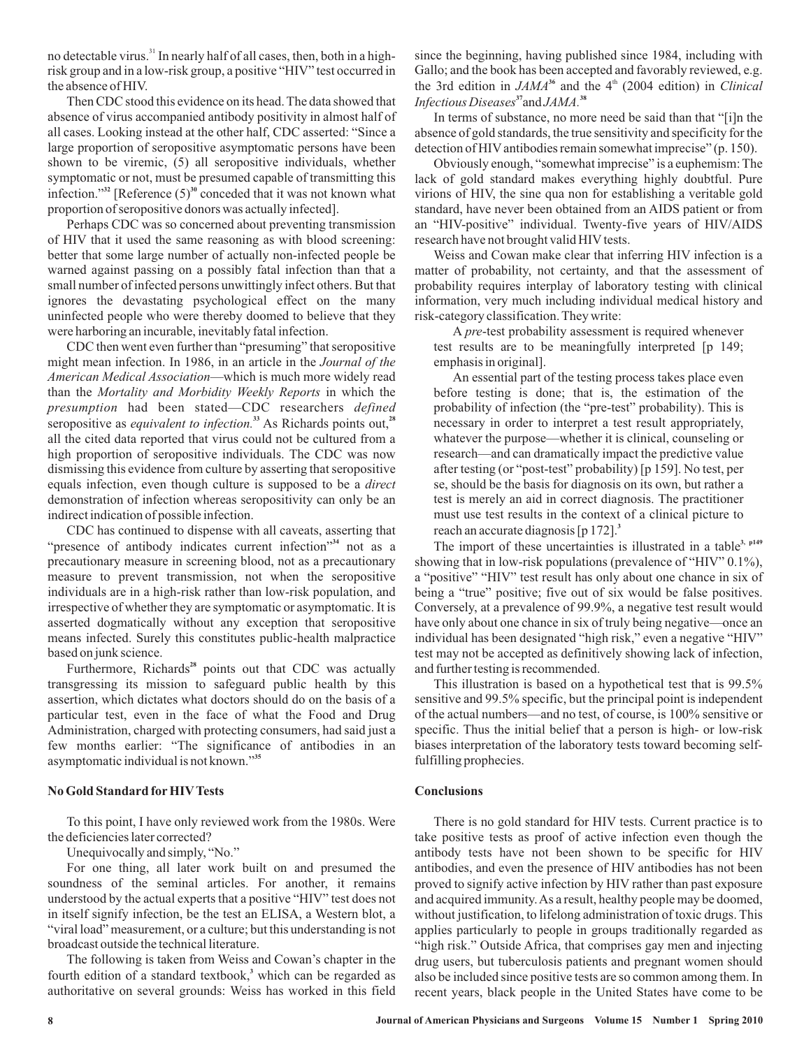no detectable virus.[31] In nearly half of all cases, then, both in a high-risk group and in a low-risk group, a positive "HIV" test occurred in the absence of HIV.

Then CDC stood this evidence on its head. The data showed that absence of virus accompanied antibody positivity in almost half of all cases. Looking instead at the other half, CDC asserted: "Since a large proportion of seropositive asymptomatic persons have been shown to be viremic, (5) all seropositive individuals, whether symptomatic or not, must be presumed capable of transmitting this infection."[32] [Reference (5)[30] conceded that it was not known what proportion of seropositive donors was actually infected].

Perhaps CDC was so concerned about preventing transmission of HIV that it used the same reasoning as with blood screening: better that some large number of actually non-infected people be warned against passing on a possibly fatal infection than that a small number of infected persons unwittingly infect others. But that ignores the devastating psychological effect on the many uninfected people who were thereby doomed to believe that they were harboring an incurable, inevitably fatal infection.

CDC then went even further than "presuming" that seropositive might mean infection. In 1986, in an article in the *Journal of the American Medical Association*—which is much more widely read than the *Mortality and Morbidity Weekly Reports* in which the *presumption* had been stated—CDC researchers *defined* seropositive as *equivalent to infection.*[33] As Richards points out,[28] all the cited data reported that virus could not be cultured from a high proportion of seropositive individuals. The CDC was now dismissing this evidence from culture by asserting that seropositive equals infection, even though culture is supposed to be a *direct* demonstration of infection whereas seropositivity can only be an indirect indication of possible infection.

CDC has continued to dispense with all caveats, asserting that "presence of antibody indicates current infection"[34] not as a precautionary measure in screening blood, not as a precautionary measure to prevent transmission, not when the seropositive individuals are in a high-risk rather than low-risk population, and irrespective of whether they are symptomatic or asymptomatic. It is asserted dogmatically without any exception that seropositive means infected. Surely this constitutes public-health malpractice based on junk science.

Furthermore, Richards[28] points out that CDC was actually transgressing its mission to safeguard public health by this assertion, which dictates what doctors should do on the basis of a particular test, even in the face of what the Food and Drug Administration, charged with protecting consumers, had said just a few months earlier: "The significance of antibodies in an asymptomatic individual is not known."[35]

## No Gold Standard for HIV Tests

To this point, I have only reviewed work from the 1980s. Were the deficiencies later corrected?

Unequivocally and simply, "No."

For one thing, all later work built on and presumed the soundness of the seminal articles. For another, it remains understood by the actual experts that a positive "HIV" test does not in itself signify infection, be the test an ELISA, a Western blot, a "viral load" measurement, or a culture; but this understanding is not broadcast outside the technical literature.

The following is taken from Weiss and Cowan's chapter in the fourth edition of a standard textbook,[3] which can be regarded as authoritative on several grounds: Weiss has worked in this field since the beginning, having published since 1984, including with Gallo; and the book has been accepted and favorably reviewed, e.g. the 3rd edition in *JAMA*[36] and the 4th (2004 edition) in *Clinical Infectious Diseases*[37] and *JAMA*.[38]

In terms of substance, no more need be said than that "[i]n the absence of gold standards, the true sensitivity and specificity for the detection of HIV antibodies remain somewhat imprecise" (p. 150).

Obviously enough, "somewhat imprecise" is a euphemism: The lack of gold standard makes everything highly doubtful. Pure virions of HIV, the sine qua non for establishing a veritable gold standard, have never been obtained from an AIDS patient or from an "HIV-positive" individual. Twenty-five years of HIV/AIDS research have not brought valid HIV tests.

Weiss and Cowan make clear that inferring HIV infection is a matter of probability, not certainty, and that the assessment of probability requires interplay of laboratory testing with clinical information, very much including individual medical history and risk-category classification. They write:

> A *pre*-test probability assessment is required whenever test results are to be meaningfully interpreted [p 149; emphasis in original].
>
> An essential part of the testing process takes place even before testing is done; that is, the estimation of the probability of infection (the "pre-test" probability). This is necessary in order to interpret a test result appropriately, whatever the purpose—whether it is clinical, counseling or research—and can dramatically impact the predictive value after testing (or "post-test" probability) [p 159]. No test, per se, should be the basis for diagnosis on its own, but rather a test is merely an aid in correct diagnosis. The practitioner must use test results in the context of a clinical picture to reach an accurate diagnosis [p 172].[3]

The import of these uncertainties is illustrated in a table[3, p149] showing that in low-risk populations (prevalence of "HIV" 0.1%), a "positive" "HIV" test result has only about one chance in six of being a "true" positive; five out of six would be false positives. Conversely, at a prevalence of 99.9%, a negative test result would have only about one chance in six of truly being negative—once an individual has been designated "high risk," even a negative "HIV" test may not be accepted as definitively showing lack of infection, and further testing is recommended.

This illustration is based on a hypothetical test that is 99.5% sensitive and 99.5% specific, but the principal point is independent of the actual numbers—and no test, of course, is 100% sensitive or specific. Thus the initial belief that a person is high- or low-risk biases interpretation of the laboratory tests toward becoming self-fulfilling prophecies.

## Conclusions

There is no gold standard for HIV tests. Current practice is to take positive tests as proof of active infection even though the antibody tests have not been shown to be specific for HIV antibodies, and even the presence of HIV antibodies has not been proved to signify active infection by HIV rather than past exposure and acquired immunity. As a result, healthy people may be doomed, without justification, to lifelong administration of toxic drugs. This applies particularly to people in groups traditionally regarded as "high risk." Outside Africa, that comprises gay men and injecting drug users, but tuberculosis patients and pregnant women should also be included since positive tests are so common among them. In recent years, black people in the United States have come to be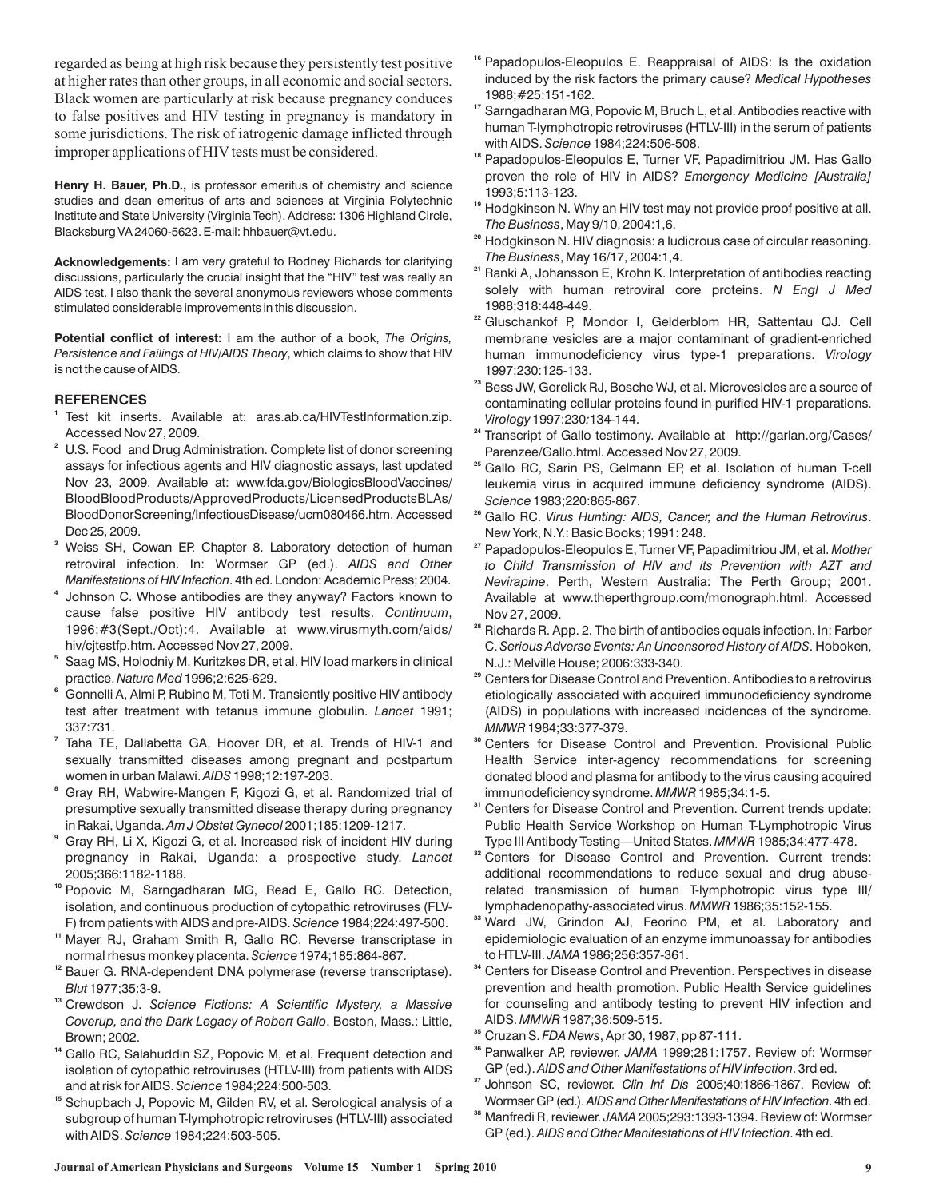regarded as being at high risk because they persistently test positive at higher rates than other groups, in all economic and social sectors. Black women are particularly at risk because pregnancy conduces to false positives and HIV testing in pregnancy is mandatory in some jurisdictions. The risk of iatrogenic damage inflicted through improper applications of HIV tests must be considered.

**Henry H. Bauer, Ph.D.,** is professor emeritus of chemistry and science studies and dean emeritus of arts and sciences at Virginia Polytechnic Institute and State University (Virginia Tech). Address: 1306 Highland Circle, Blacksburg VA 24060-5623. E-mail: hhbauer@vt.edu.

**Acknowledgements:** I am very grateful to Rodney Richards for clarifying discussions, particularly the crucial insight that the "HIV" test was really an AIDS test. I also thank the several anonymous reviewers whose comments stimulated considerable improvements in this discussion.

**Potential conflict of interest:** I am the author of a book, *The Origins, Persistence and Failings of HIV/AIDS Theory*, which claims to show that HIV is not the cause of AIDS.

## REFERENCES

1. Test kit inserts. Available at: aras.ab.ca/HIVTestInformation.zip. Accessed Nov 27, 2009.
2. U.S. Food and Drug Administration. Complete list of donor screening assays for infectious agents and HIV diagnostic assays, last updated Nov 23, 2009. Available at: www.fda.gov/BiologicsBloodVaccines/BloodBloodProducts/ApprovedProducts/LicensedProductsBLAs/BloodDonorScreening/InfectiousDisease/ucm080466.htm. Accessed Dec 25, 2009.
3. Weiss SH, Cowan EP. Chapter 8. Laboratory detection of human retroviral infection. In: Wormser GP (ed.). *AIDS and Other Manifestations of HIV Infection*. 4th ed. London: Academic Press; 2004.
4. Johnson C. Whose antibodies are they anyway? Factors known to cause false positive HIV antibody test results. *Continuum*, 1996;#3(Sept./Oct):4. Available at www.virusmyth.com/aids/hiv/cjtestfp.htm. Accessed Nov 27, 2009.
5. Saag MS, Holodniy M, Kuritzkes DR, et al. HIV load markers in clinical practice. *Nature Med* 1996;2:625-629.
6. Gonnelli A, Almi P, Rubino M, Toti M. Transiently positive HIV antibody test after treatment with tetanus immune globulin. *Lancet* 1991; 337:731.
7. Taha TE, Dallabetta GA, Hoover DR, et al. Trends of HIV-1 and sexually transmitted diseases among pregnant and postpartum women in urban Malawi. *AIDS* 1998;12:197-203.
8. Gray RH, Wabwire-Mangen F, Kigozi G, et al. Randomized trial of presumptive sexually transmitted disease therapy during pregnancy in Rakai, Uganda. *Am J Obstet Gynecol* 2001;185:1209-1217.
9. Gray RH, Li X, Kigozi G, et al. Increased risk of incident HIV during pregnancy in Rakai, Uganda: a prospective study. *Lancet* 2005;366:1182-1188.
10. Popovic M, Sarngadharan MG, Read E, Gallo RC. Detection, isolation, and continuous production of cytopathic retroviruses (FLV-F) from patients with AIDS and pre-AIDS. *Science* 1984;224:497-500.
11. Mayer RJ, Graham Smith R, Gallo RC. Reverse transcriptase in normal rhesus monkey placenta. *Science* 1974;185:864-867.
12. Bauer G. RNA-dependent DNA polymerase (reverse transcriptase). *Blut* 1977;35:3-9.
13. Crewdson J. *Science Fictions: A Scientific Mystery, a Massive Coverup, and the Dark Legacy of Robert Gallo*. Boston, Mass.: Little, Brown; 2002.
14. Gallo RC, Salahuddin SZ, Popovic M, et al. Frequent detection and isolation of cytopathic retroviruses (HTLV-III) from patients with AIDS and at risk for AIDS. *Science* 1984;224:500-503.
15. Schupbach J, Popovic M, Gilden RV, et al. Serological analysis of a subgroup of human T-lymphotropic retroviruses (HTLV-III) associated with AIDS. *Science* 1984;224:503-505.
16. Papadopulos-Eleopulos E. Reappraisal of AIDS: Is the oxidation induced by the risk factors the primary cause? *Medical Hypotheses* 1988;#25:151-162.
17. Sarngadharan MG, Popovic M, Bruch L, et al. Antibodies reactive with human T-lymphotropic retroviruses (HTLV-III) in the serum of patients with AIDS. *Science* 1984;224:506-508.
18. Papadopulos-Eleopulos E, Turner VF, Papadimitriou JM. Has Gallo proven the role of HIV in AIDS? *Emergency Medicine [Australia]* 1993;5:113-123.
19. Hodgkinson N. Why an HIV test may not provide proof positive at all. *The Business*, May 9/10, 2004:1,6.
20. Hodgkinson N. HIV diagnosis: a ludicrous case of circular reasoning. *The Business*, May 16/17, 2004:1,4.
21. Ranki A, Johansson E, Krohn K. Interpretation of antibodies reacting solely with human retroviral core proteins. *N Engl J Med* 1988;318:448-449.
22. Gluschankof P, Mondor I, Gelderblom HR, Sattentau QJ. Cell membrane vesicles are a major contaminant of gradient-enriched human immunodeficiency virus type-1 preparations. *Virology* 1997;230:125-133.
23. Bess JW, Gorelick RJ, Bosche WJ, et al. Microvesicles are a source of contaminating cellular proteins found in purified HIV-1 preparations. *Virology* 1997:230*:*134-144.
24. Transcript of Gallo testimony. Available at http://garlan.org/Cases/Parenzee/Gallo.html. Accessed Nov 27, 2009.
25. Gallo RC, Sarin PS, Gelmann EP, et al. Isolation of human T-cell leukemia virus in acquired immune deficiency syndrome (AIDS). *Science* 1983;220:865-867.
26. Gallo RC. *Virus Hunting: AIDS, Cancer, and the Human Retrovirus*. New York, N.Y.: Basic Books; 1991: 248.
27. Papadopulos-Eleopulos E, Turner VF, Papadimitriou JM, et al. *Mother to Child Transmission of HIV and its Prevention with AZT and Nevirapine*. Perth, Western Australia: The Perth Group; 2001. Available at www.theperthgroup.com/monograph.html. Accessed Nov 27, 2009.
28. Richards R. App. 2. The birth of antibodies equals infection. In: Farber C. *Serious Adverse Events: An Uncensored History of AIDS*. Hoboken, N.J.: Melville House; 2006:333-340.
29. Centers for Disease Control and Prevention. Antibodies to a retrovirus etiologically associated with acquired immunodeficiency syndrome (AIDS) in populations with increased incidences of the syndrome. *MMWR* 1984;33:377-379.
30. Centers for Disease Control and Prevention. Provisional Public Health Service inter-agency recommendations for screening donated blood and plasma for antibody to the virus causing acquired immunodeficiency syndrome. *MMWR* 1985;34:1-5.
31. Centers for Disease Control and Prevention. Current trends update: Public Health Service Workshop on Human T-Lymphotropic Virus Type III Antibody Testing—United States. *MMWR* 1985;34:477-478.
32. Centers for Disease Control and Prevention. Current trends: additional recommendations to reduce sexual and drug abuse-related transmission of human T-lymphotropic virus type III/lymphadenopathy-associated virus. *MMWR* 1986;35:152-155.
33. Ward JW, Grindon AJ, Feorino PM, et al. Laboratory and epidemiologic evaluation of an enzyme immunoassay for antibodies to HTLV-III. *JAMA* 1986;256:357-361.
34. Centers for Disease Control and Prevention. Perspectives in disease prevention and health promotion. Public Health Service guidelines for counseling and antibody testing to prevent HIV infection and AIDS. *MMWR* 1987;36:509-515.
35. Cruzan S. *FDA News*, Apr 30, 1987, pp 87-111.
36. Panwalker AP, reviewer. *JAMA* 1999;281:1757. Review of: Wormser GP (ed.). *AIDS and Other Manifestations of HIV Infection*. 3rd ed.
37. Johnson SC, reviewer. *Clin Inf Dis* 2005;40:1866-1867. Review of: Wormser GP (ed.). *AIDS and Other Manifestations of HIV Infection*. 4th ed.
38. Manfredi R, reviewer. *JAMA* 2005;293:1393-1394. Review of: Wormser GP (ed.). *AIDS and Other Manifestations of HIV Infection*. 4th ed.